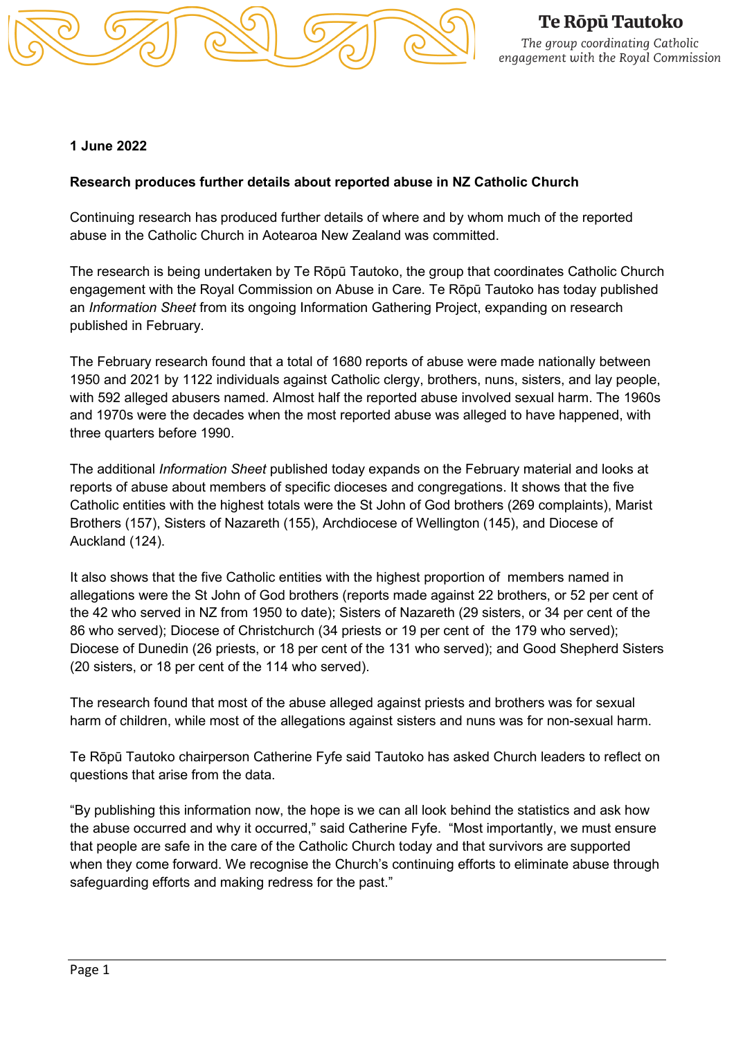**Te Rōpū Tautoko**

*The group coordinating Catholic engagement with the Royal Commission*

**1 June 2022**

**Research produces further details about reported abuse in NZ Catholic Church**

Continuing research has produced further details of where and by whom much of the reported abuse in the Catholic Church in Aotearoa New Zealand was committed.

The research is being undertaken by Te Rōpū Tautoko, the group that coordinates Catholic Church engagement with the Royal Commission on Abuse in Care. Te Rōpū Tautoko has today published an *Information Sheet* from its ongoing Information Gathering Project, expanding on research published in February.

The February research found that a total of 1680 reports of abuse were made nationally between 1950 and 2021 by 1122 individuals against Catholic clergy, brothers, nuns, sisters, and lay people, with 592 alleged abusers named. Almost half the reported abuse involved sexual harm. The 1960s and 1970s were the decades when the most reported abuse was alleged to have happened, with three quarters before 1990.

The additional *Information Sheet* published today expands on the February material and looks at reports of abuse about members of specific dioceses and congregations. It shows that the five Catholic entities with the highest totals were the St John of God brothers (269 complaints), Marist Brothers (157), Sisters of Nazareth (155), Archdiocese of Wellington (145), and Diocese of Auckland (124).

It also shows that the five Catholic entities with the highest proportion of members named in allegations were the St John of God brothers (reports made against 22 brothers, or 52 per cent of the 42 who served in NZ from 1950 to date); Sisters of Nazareth (29 sisters, or 34 per cent of the 86 who served); Diocese of Christchurch (34 priests or 19 per cent of the 179 who served); Diocese of Dunedin (26 priests, or 18 per cent of the 131 who served); and Good Shepherd Sisters (20 sisters, or 18 per cent of the 114 who served).

The research found that most of the abuse alleged against priests and brothers was for sexual harm of children, while most of the allegations against sisters and nuns was for non-sexual harm.

Te Rōpū Tautoko chairperson Catherine Fyfe said Tautoko has asked Church leaders to reflect on questions that arise from the data.

"By publishing this information now, the hope is we can all look behind the statistics and ask how the abuse occurred and why it occurred," said Catherine Fyfe. "Most importantly, we must ensure that people are safe in the care of the Catholic Church today and that survivors are supported when they come forward. We recognise the Church's continuing efforts to eliminate abuse through safeguarding efforts and making redress for the past."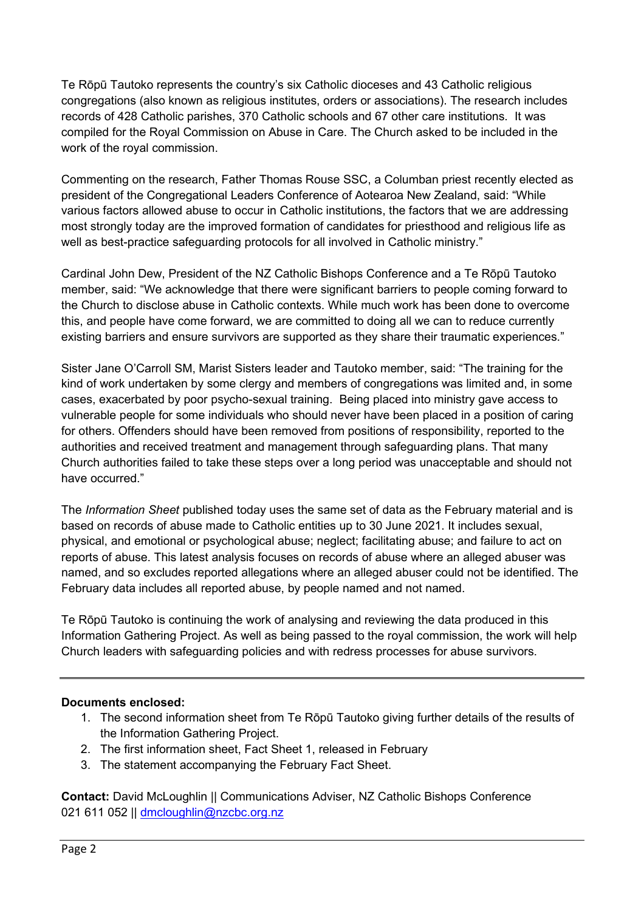Te Rōpū Tautoko represents the country's six Catholic dioceses and 43 Catholic religious congregations (also known as religious institutes, orders or associations). The research includes records of 428 Catholic parishes, 370 Catholic schools and 67 other care institutions. It was compiled for the Royal Commission on Abuse in Care. The Church asked to be included in the work of the royal commission.

Commenting on the research, Father Thomas Rouse SSC, a Columban priest recently elected as president of the Congregational Leaders Conference of Aotearoa New Zealand, said: "While various factors allowed abuse to occur in Catholic institutions, the factors that we are addressing most strongly today are the improved formation of candidates for priesthood and religious life as well as best-practice safeguarding protocols for all involved in Catholic ministry."

Cardinal John Dew, President of the NZ Catholic Bishops Conference and a Te Rōpū Tautoko member, said: "We acknowledge that there were significant barriers to people coming forward to the Church to disclose abuse in Catholic contexts. While much work has been done to overcome this, and people have come forward, we are committed to doing all we can to reduce currently existing barriers and ensure survivors are supported as they share their traumatic experiences."

Sister Jane O'Carroll SM, Marist Sisters leader and Tautoko member, said: "The training for the kind of work undertaken by some clergy and members of congregations was limited and, in some cases, exacerbated by poor psycho-sexual training. Being placed into ministry gave access to vulnerable people for some individuals who should never have been placed in a position of caring for others. Offenders should have been removed from positions of responsibility, reported to the authorities and received treatment and management through safeguarding plans. That many Church authorities failed to take these steps over a long period was unacceptable and should not have occurred."

The *Information Sheet* published today uses the same set of data as the February material and is based on records of abuse made to Catholic entities up to 30 June 2021. It includes sexual, physical, and emotional or psychological abuse; neglect; facilitating abuse; and failure to act on reports of abuse. This latest analysis focuses on records of abuse where an alleged abuser was named, and so excludes reported allegations where an alleged abuser could not be identified. The February data includes all reported abuse, by people named and not named.

Te Rōpū Tautoko is continuing the work of analysing and reviewing the data produced in this Information Gathering Project. As well as being passed to the royal commission, the work will help Church leaders with safeguarding policies and with redress processes for abuse survivors.

---

**Documents enclosed:**

1. The second information sheet from Te Rōpū Tautoko giving further details of the results of the Information Gathering Project.
2. The first information sheet, Fact Sheet 1, released in February
3. The statement accompanying the February Fact Sheet.

**Contact:** David McLoughlin || Communications Adviser, NZ Catholic Bishops Conference
021 611 052 || dmcloughlin@nzcbc.org.nz